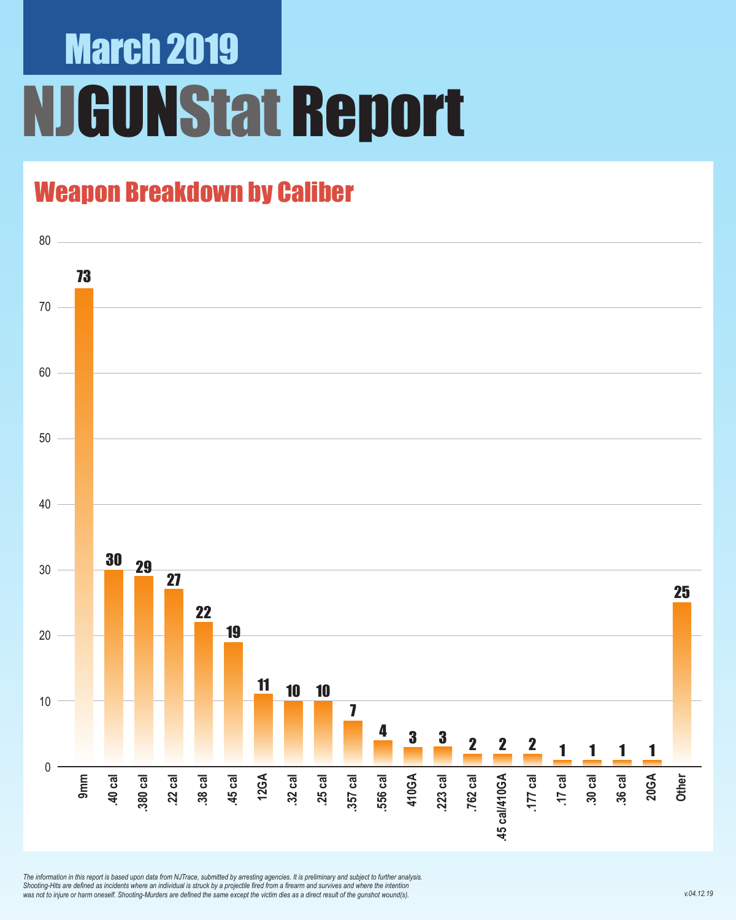# March 2019

# NJGUNStat Report

## Weapon Breakdown by Caliber

| Caliber | Count |
|---|---|
| 9mm | 73 |
| .40 cal | 30 |
| .380 cal | 29 |
| .22 cal | 27 |
| .38 cal | 22 |
| .45 cal | 19 |
| 12GA | 11 |
| .32 cal | 10 |
| .25 cal | 10 |
| .357 cal | 7 |
| .556 cal | 4 |
| 410GA | 3 |
| .223 cal | 3 |
| .762 cal | 2 |
| .45 cal/410GA | 2 |
| .177 cal | 2 |
| .17 cal | 1 |
| .30 cal | 1 |
| .36 cal | 1 |
| 20GA | 1 |
| Other | 25 |

*The information in this report is based upon data from NJTrace, submitted by arresting agencies. It is preliminary and subject to further analysis. Shooting-Hits are defined as incidents where an individual is struck by a projectile fired from a firearm and survives and where the intention was not to injure or harm oneself. Shooting-Murders are defined the same except the victim dies as a direct result of the gunshot wound(s).*

v.04.12.19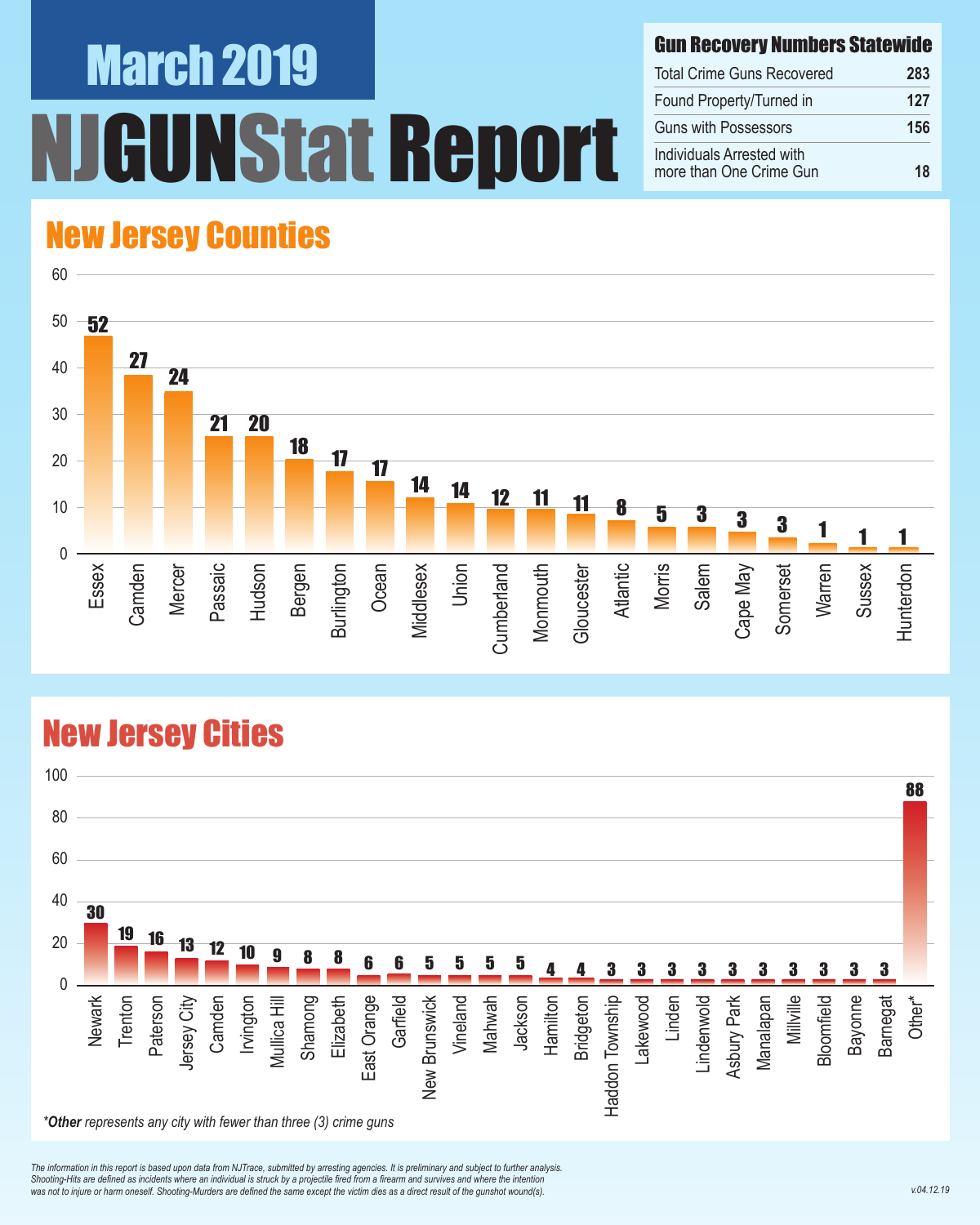# March 2019

# NJGUNStat Report

## Gun Recovery Numbers Statewide

| Category | Count |
|---|---|
| Total Crime Guns Recovered | 283 |
| Found Property/Turned in | 127 |
| Guns with Possessors | 156 |
| Individuals Arrested with more than One Crime Gun | 18 |

## New Jersey Counties

| County | Crime Guns |
|---|---|
| Essex | 52 |
| Camden | 27 |
| Mercer | 24 |
| Passaic | 21 |
| Hudson | 20 |
| Bergen | 18 |
| Burlington | 17 |
| Ocean | 17 |
| Middlesex | 14 |
| Union | 14 |
| Cumberland | 12 |
| Monmouth | 11 |
| Gloucester | 11 |
| Atlantic | 8 |
| Morris | 5 |
| Salem | 3 |
| Cape May | 3 |
| Somerset | 3 |
| Warren | 1 |
| Sussex | 1 |
| Hunterdon | 1 |

## New Jersey Cities

| City | Crime Guns |
|---|---|
| Newark | 30 |
| Trenton | 19 |
| Paterson | 16 |
| Jersey City | 13 |
| Camden | 12 |
| Irvington | 10 |
| Mullica Hill | 9 |
| Shamong | 8 |
| Elizabeth | 8 |
| East Orange | 6 |
| Garfield | 6 |
| New Brunswick | 5 |
| Vineland | 5 |
| Mahwah | 5 |
| Jackson | 5 |
| Hamilton | 4 |
| Bridgeton | 4 |
| Haddon Township | 3 |
| Lakewood | 3 |
| Linden | 3 |
| Lindenwold | 3 |
| Asbury Park | 3 |
| Manalapan | 3 |
| Millville | 3 |
| Bloomfield | 3 |
| Bayonne | 3 |
| Barnegat | 3 |
| Other* | 88 |

*\*Other represents any city with fewer than three (3) crime guns*

*The information in this report is based upon data from NJTrace, submitted by arresting agencies. It is preliminary and subject to further analysis. Shooting-Hits are defined as incidents where an individual is struck by a projectile fired from a firearm and survives and where the intention was not to injure or harm oneself. Shooting-Murders are defined the same except the victim dies as a direct result of the gunshot wound(s).*

v.04.12.19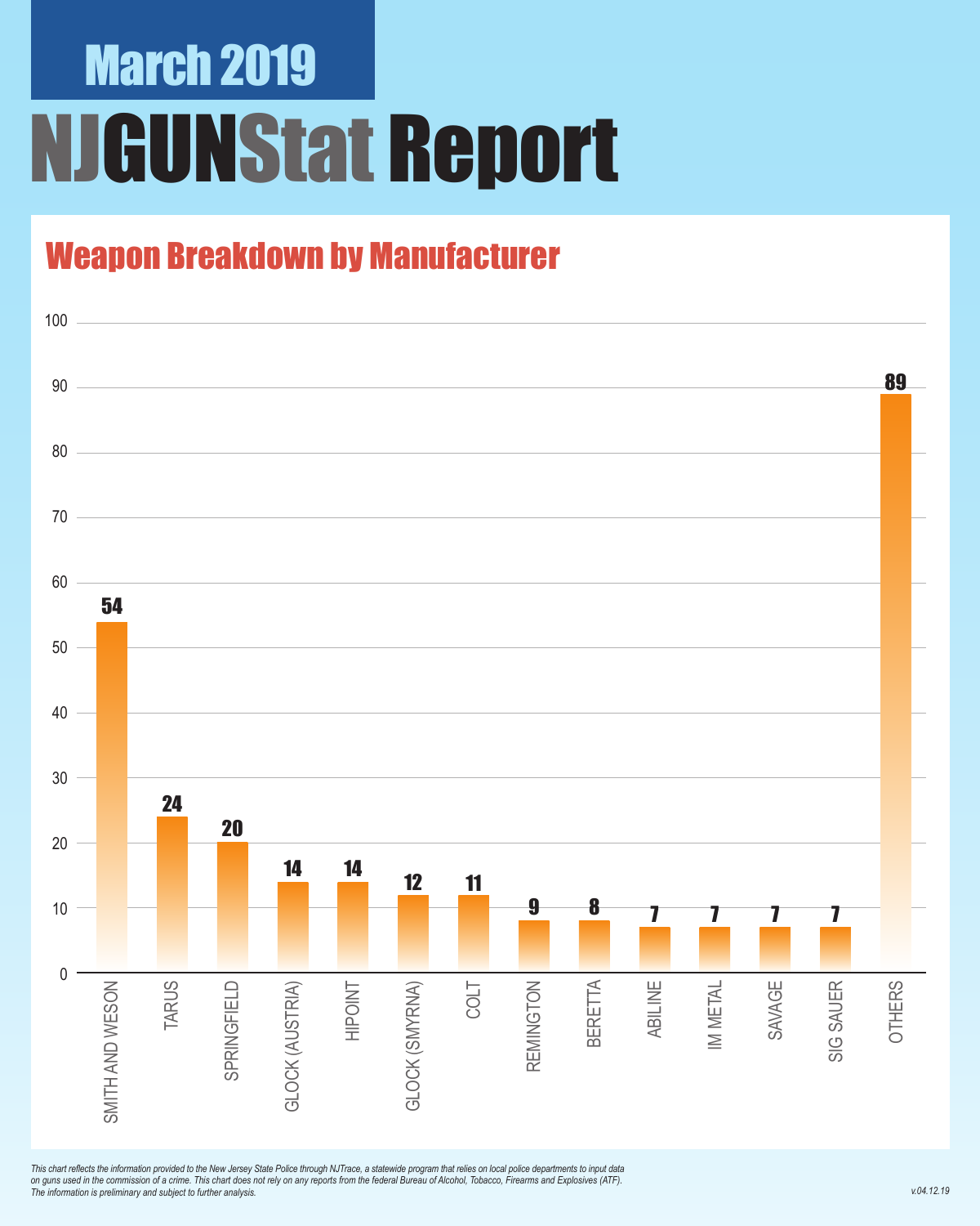# March 2019

# NJGUNStat Report

## Weapon Breakdown by Manufacturer

| Manufacturer | Count |
|---|---|
| SMITH AND WESON | 54 |
| TARUS | 24 |
| SPRINGFIELD | 20 |
| GLOCK (AUSTRIA) | 14 |
| HIPOINT | 14 |
| GLOCK (SMYRNA) | 12 |
| COLT | 11 |
| REMINGTON | 9 |
| BERETTA | 8 |
| ABILINE | 7 |
| IM METAL | 7 |
| SAVAGE | 7 |
| SIG SAUER | 7 |
| OTHERS | 89 |

*This chart reflects the information provided to the New Jersey State Police through NJTrace, a statewide program that relies on local police departments to input data on guns used in the commission of a crime. This chart does not rely on any reports from the federal Bureau of Alcohol, Tobacco, Firearms and Explosives (ATF). The information is preliminary and subject to further analysis.*

*v.04.12.19*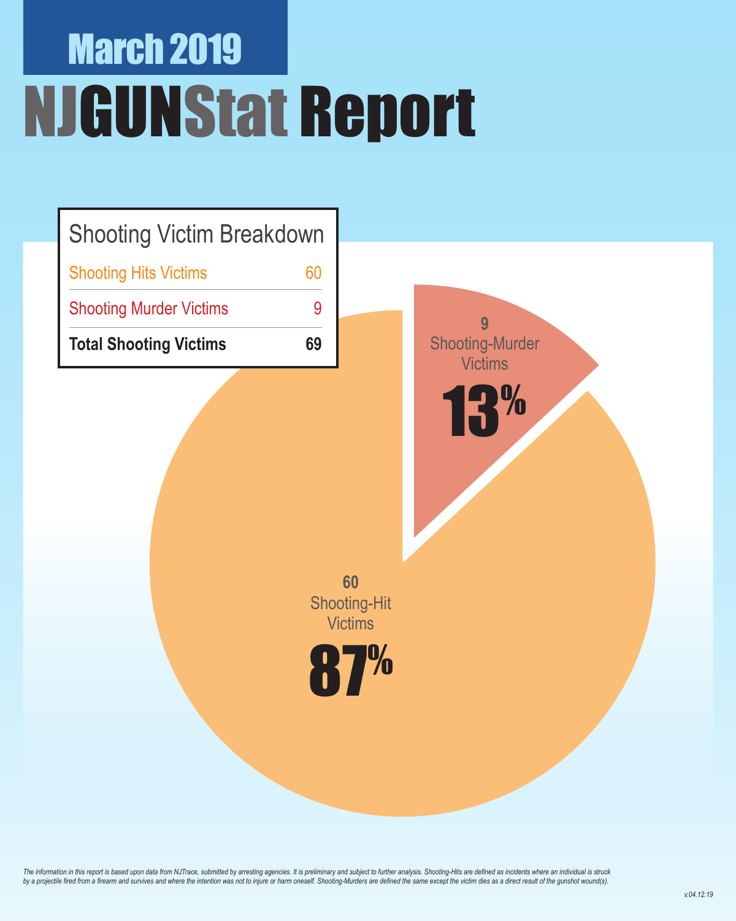## March 2019

# NJGUNStat Report

### Shooting Victim Breakdown

| | |
|---|---|
| Shooting Hits Victims | 60 |
| Shooting Murder Victims | 9 |
| **Total Shooting Victims** | **69** |

9
Shooting-Murder Victims
13%

60
Shooting-Hit Victims
87%

*The information in this report is based upon data from NJTrace, submitted by arresting agencies. It is preliminary and subject to further analysis. Shooting-Hits are defined as incidents where an individual is struck by a projectile fired from a firearm and survives and where the intention was not to injure or harm oneself. Shooting-Murders are defined the same except the victim dies as a direct result of the gunshot wound(s).*

*v.04.12.19*